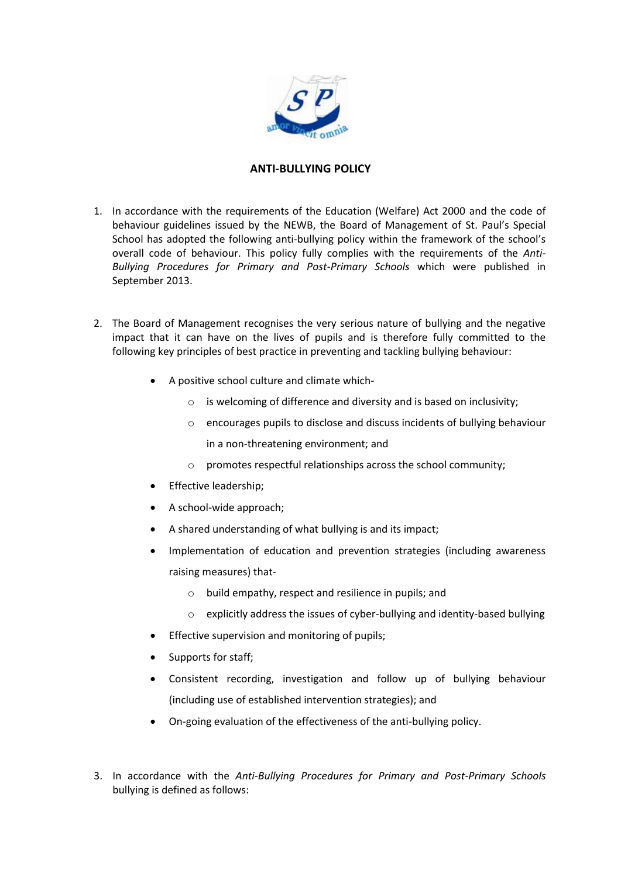## ANTI-BULLYING POLICY

1. In accordance with the requirements of the Education (Welfare) Act 2000 and the code of behaviour guidelines issued by the NEWB, the Board of Management of St. Paul's Special School has adopted the following anti-bullying policy within the framework of the school's overall code of behaviour. This policy fully complies with the requirements of the *Anti-Bullying Procedures for Primary and Post-Primary Schools* which were published in September 2013.

2. The Board of Management recognises the very serious nature of bullying and the negative impact that it can have on the lives of pupils and is therefore fully committed to the following key principles of best practice in preventing and tackling bullying behaviour:

    - A positive school culture and climate which-
        - is welcoming of difference and diversity and is based on inclusivity;
        - encourages pupils to disclose and discuss incidents of bullying behaviour in a non-threatening environment; and
        - promotes respectful relationships across the school community;
    - Effective leadership;
    - A school-wide approach;
    - A shared understanding of what bullying is and its impact;
    - Implementation of education and prevention strategies (including awareness raising measures) that-
        - build empathy, respect and resilience in pupils; and
        - explicitly address the issues of cyber-bullying and identity-based bullying
    - Effective supervision and monitoring of pupils;
    - Supports for staff;
    - Consistent recording, investigation and follow up of bullying behaviour (including use of established intervention strategies); and
    - On-going evaluation of the effectiveness of the anti-bullying policy.

3. In accordance with the *Anti-Bullying Procedures for Primary and Post-Primary Schools* bullying is defined as follows: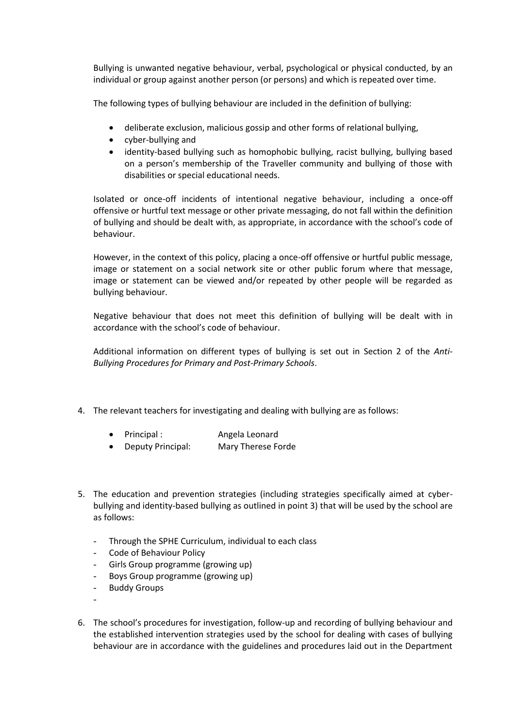Bullying is unwanted negative behaviour, verbal, psychological or physical conducted, by an individual or group against another person (or persons) and which is repeated over time.

The following types of bullying behaviour are included in the definition of bullying:

- deliberate exclusion, malicious gossip and other forms of relational bullying,
- cyber-bullying and
- identity-based bullying such as homophobic bullying, racist bullying, bullying based on a person's membership of the Traveller community and bullying of those with disabilities or special educational needs.

Isolated or once-off incidents of intentional negative behaviour, including a once-off offensive or hurtful text message or other private messaging, do not fall within the definition of bullying and should be dealt with, as appropriate, in accordance with the school's code of behaviour.

However, in the context of this policy, placing a once-off offensive or hurtful public message, image or statement on a social network site or other public forum where that message, image or statement can be viewed and/or repeated by other people will be regarded as bullying behaviour.

Negative behaviour that does not meet this definition of bullying will be dealt with in accordance with the school's code of behaviour.

Additional information on different types of bullying is set out in Section 2 of the *Anti-Bullying Procedures for Primary and Post-Primary Schools*.

4. The relevant teachers for investigating and dealing with bullying are as follows:

   - Principal : Angela Leonard
   - Deputy Principal: Mary Therese Forde

5. The education and prevention strategies (including strategies specifically aimed at cyber-bullying and identity-based bullying as outlined in point 3) that will be used by the school are as follows:

   - Through the SPHE Curriculum, individual to each class
   - Code of Behaviour Policy
   - Girls Group programme (growing up)
   - Boys Group programme (growing up)
   - Buddy Groups
   -

6. The school's procedures for investigation, follow-up and recording of bullying behaviour and the established intervention strategies used by the school for dealing with cases of bullying behaviour are in accordance with the guidelines and procedures laid out in the Department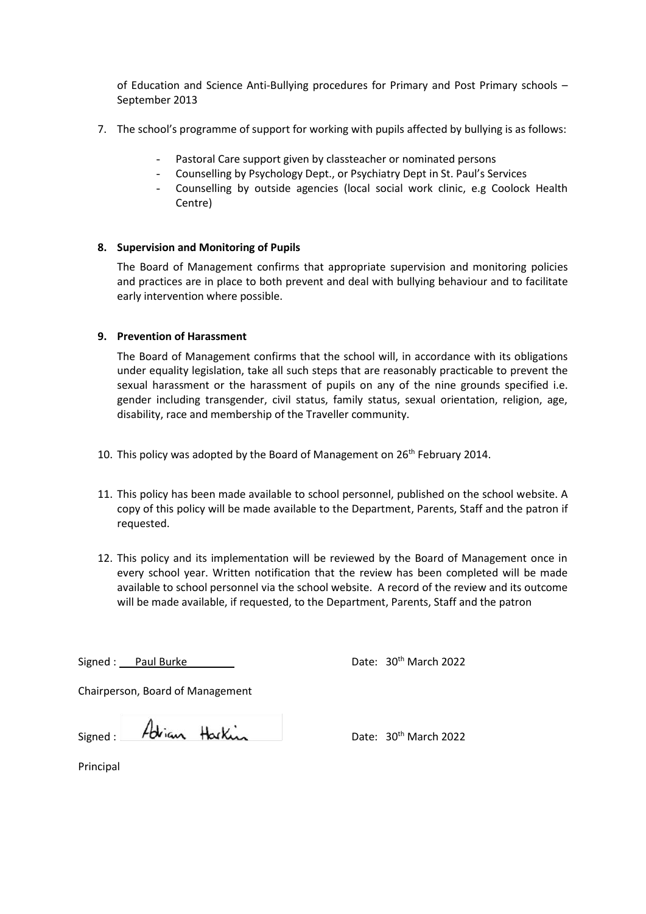of Education and Science Anti-Bullying procedures for Primary and Post Primary schools – September 2013

7. The school's programme of support for working with pupils affected by bullying is as follows:

   - Pastoral Care support given by classteacher or nominated persons
   - Counselling by Psychology Dept., or Psychiatry Dept in St. Paul's Services
   - Counselling by outside agencies (local social work clinic, e.g Coolock Health Centre)

8. **Supervision and Monitoring of Pupils**

   The Board of Management confirms that appropriate supervision and monitoring policies and practices are in place to both prevent and deal with bullying behaviour and to facilitate early intervention where possible.

9. **Prevention of Harassment**

   The Board of Management confirms that the school will, in accordance with its obligations under equality legislation, take all such steps that are reasonably practicable to prevent the sexual harassment or the harassment of pupils on any of the nine grounds specified i.e. gender including transgender, civil status, family status, sexual orientation, religion, age, disability, race and membership of the Traveller community.

10. This policy was adopted by the Board of Management on 26th February 2014.

11. This policy has been made available to school personnel, published on the school website. A copy of this policy will be made available to the Department, Parents, Staff and the patron if requested.

12. This policy and its implementation will be reviewed by the Board of Management once in every school year. Written notification that the review has been completed will be made available to school personnel via the school website. A record of the review and its outcome will be made available, if requested, to the Department, Parents, Staff and the patron

Signed : Paul Burke Date: 30th March 2022

Chairperson, Board of Management

Signed : Adrian Harkin Date: 30th March 2022

Principal